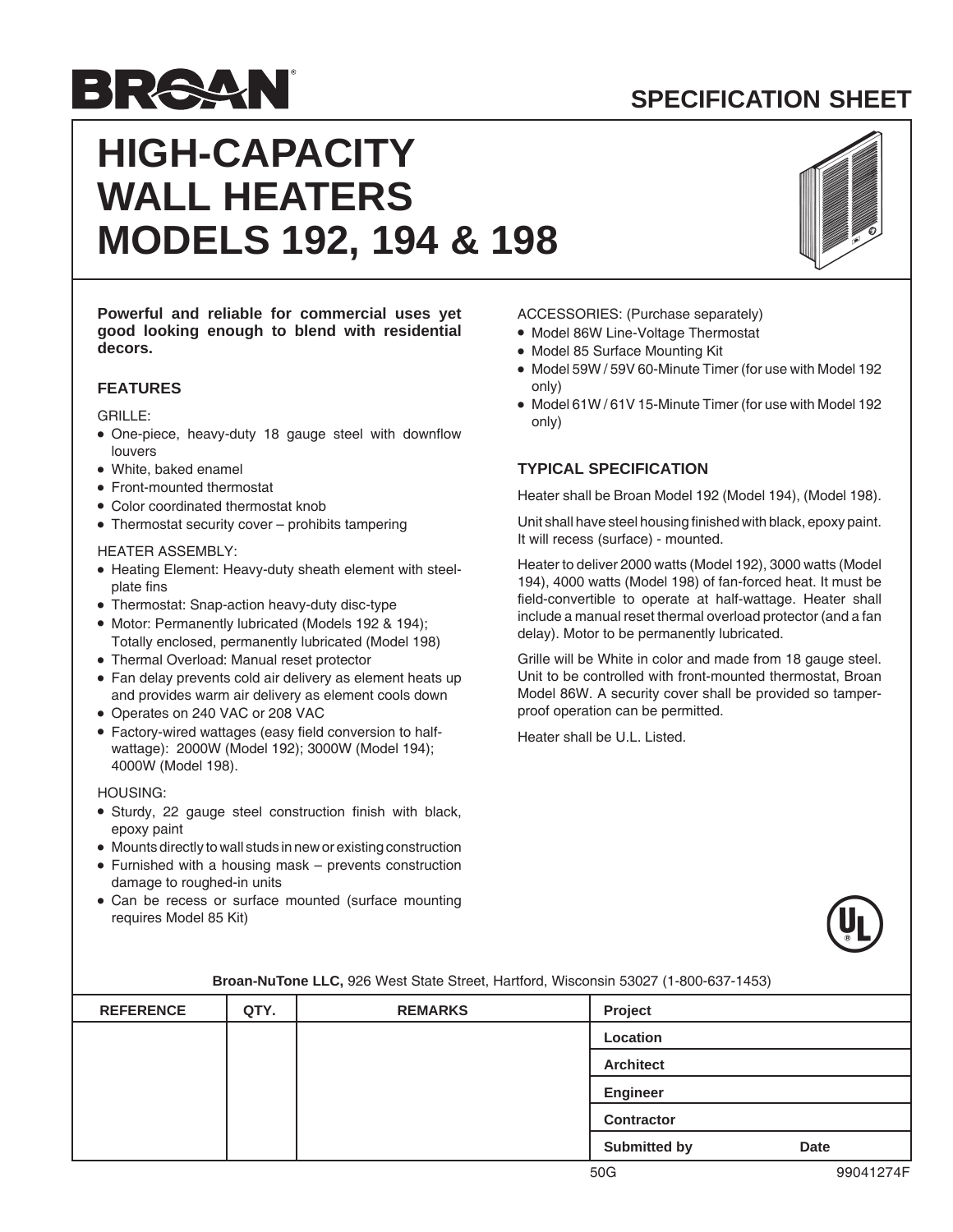BROAN

SPECIFICATION SHEET

# HIGH-CAPACITY WALL HEATERS MODELS 192, 194 & 198

**Powerful and reliable for commercial uses yet good looking enough to blend with residential decors.**

## FEATURES

GRILLE:

- One-piece, heavy-duty 18 gauge steel with downflow louvers
- White, baked enamel
- Front-mounted thermostat
- Color coordinated thermostat knob
- Thermostat security cover – prohibits tampering

HEATER ASSEMBLY:

- Heating Element: Heavy-duty sheath element with steel-plate fins
- Thermostat: Snap-action heavy-duty disc-type
- Motor: Permanently lubricated (Models 192 & 194); Totally enclosed, permanently lubricated (Model 198)
- Thermal Overload: Manual reset protector
- Fan delay prevents cold air delivery as element heats up and provides warm air delivery as element cools down
- Operates on 240 VAC or 208 VAC
- Factory-wired wattages (easy field conversion to half-wattage): 2000W (Model 192); 3000W (Model 194); 4000W (Model 198).

HOUSING:

- Sturdy, 22 gauge steel construction finish with black, epoxy paint
- Mounts directly to wall studs in new or existing construction
- Furnished with a housing mask – prevents construction damage to roughed-in units
- Can be recess or surface mounted (surface mounting requires Model 85 Kit)

ACCESSORIES: (Purchase separately)

- Model 86W Line-Voltage Thermostat
- Model 85 Surface Mounting Kit
- Model 59W / 59V 60-Minute Timer (for use with Model 192 only)
- Model 61W / 61V 15-Minute Timer (for use with Model 192 only)

## TYPICAL SPECIFICATION

Heater shall be Broan Model 192 (Model 194), (Model 198).

Unit shall have steel housing finished with black, epoxy paint. It will recess (surface) - mounted.

Heater to deliver 2000 watts (Model 192), 3000 watts (Model 194), 4000 watts (Model 198) of fan-forced heat. It must be field-convertible to operate at half-wattage. Heater shall include a manual reset thermal overload protector (and a fan delay). Motor to be permanently lubricated.

Grille will be White in color and made from 18 gauge steel. Unit to be controlled with front-mounted thermostat, Broan Model 86W. A security cover shall be provided so tamper-proof operation can be permitted.

Heater shall be U.L. Listed.

**Broan-NuTone LLC,** 926 West State Street, Hartford, Wisconsin 53027 (1-800-637-1453)

| REFERENCE | QTY. | REMARKS | Project | |
|---|---|---|---|---|
| | | | Location | |
| | | | Architect | |
| | | | Engineer | |
| | | | Contractor | |
| | | | Submitted by | Date |

50G 99041274F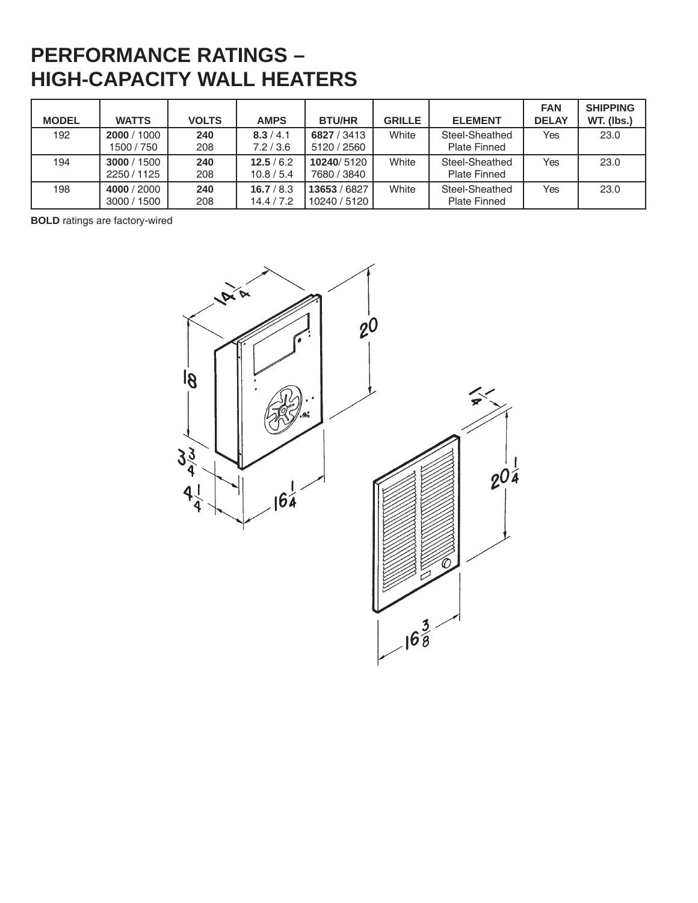# PERFORMANCE RATINGS – HIGH-CAPACITY WALL HEATERS

| MODEL | WATTS | VOLTS | AMPS | BTU/HR | GRILLE | ELEMENT | FAN DELAY | SHIPPING WT. (lbs.) |
|---|---|---|---|---|---|---|---|---|
| 192 | **2000** / 1000<br>1500 / 750 | **240**<br>208 | **8.3** / 4.1<br>7.2 / 3.6 | **6827** / 3413<br>5120 / 2560 | White | Steel-Sheathed Plate Finned | Yes | 23.0 |
| 194 | **3000** / 1500<br>2250 / 1125 | **240**<br>208 | **12.5** / 6.2<br>10.8 / 5.4 | **10240**/ 5120<br>7680 / 3840 | White | Steel-Sheathed Plate Finned | Yes | 23.0 |
| 198 | **4000** / 2000<br>3000 / 1500 | **240**<br>208 | **16.7** / 8.3<br>14.4 / 7.2 | **13653** / 6827<br>10240 / 5120 | White | Steel-Sheathed Plate Finned | Yes | 23.0 |

**BOLD** ratings are factory-wired

14 1/4

20

18

3 3/4

4 1/4

16 1/4

1/4

20 1/4

16 3/8